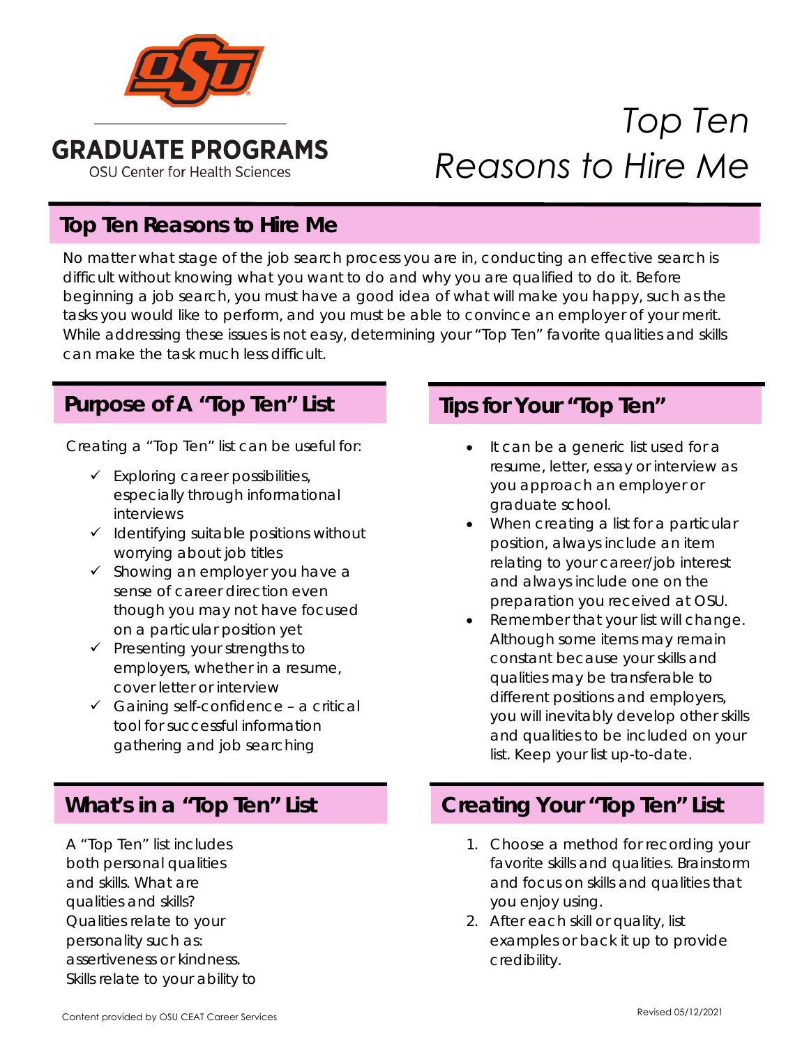GRADUATE PROGRAMS

OSU Center for Health Sciences

# Top Ten Reasons to Hire Me

## Top Ten Reasons to Hire Me

No matter what stage of the job search process you are in, conducting an effective search is difficult without knowing what you want to do and why you are qualified to do it. Before beginning a job search, you must have a good idea of what will make you happy, such as the tasks you would like to perform, and you must be able to convince an employer of your merit. While addressing these issues is not easy, determining your "Top Ten" favorite qualities and skills can make the task much less difficult.

## Purpose of A "Top Ten" List

Creating a "Top Ten" list can be useful for:

- ✓ Exploring career possibilities, especially through informational interviews
- ✓ Identifying suitable positions without worrying about job titles
- ✓ Showing an employer you have a sense of career direction even though you may not have focused on a particular position yet
- ✓ Presenting your strengths to employers, whether in a resume, cover letter or interview
- ✓ Gaining self-confidence – a critical tool for successful information gathering and job searching

## What's in a "Top Ten" List

A "Top Ten" list includes both personal qualities and skills. What are qualities and skills? Qualities relate to your personality such as: assertiveness or kindness. Skills relate to your ability to

## Tips for Your "Top Ten"

- It can be a generic list used for a resume, letter, essay or interview as you approach an employer or graduate school.
- When creating a list for a particular position, always include an item relating to your career/job interest and always include one on the preparation you received at OSU.
- Remember that your list will change. Although some items may remain constant because your skills and qualities may be transferable to different positions and employers, you will inevitably develop other skills and qualities to be included on your list. Keep your list up-to-date.

## Creating Your "Top Ten" List

1. Choose a method for recording your favorite skills and qualities. Brainstorm and focus on skills and qualities that you enjoy using.
2. After each skill or quality, list examples or back it up to provide credibility.

Content provided by OSU CEAT Career Services

Revised 05/12/2021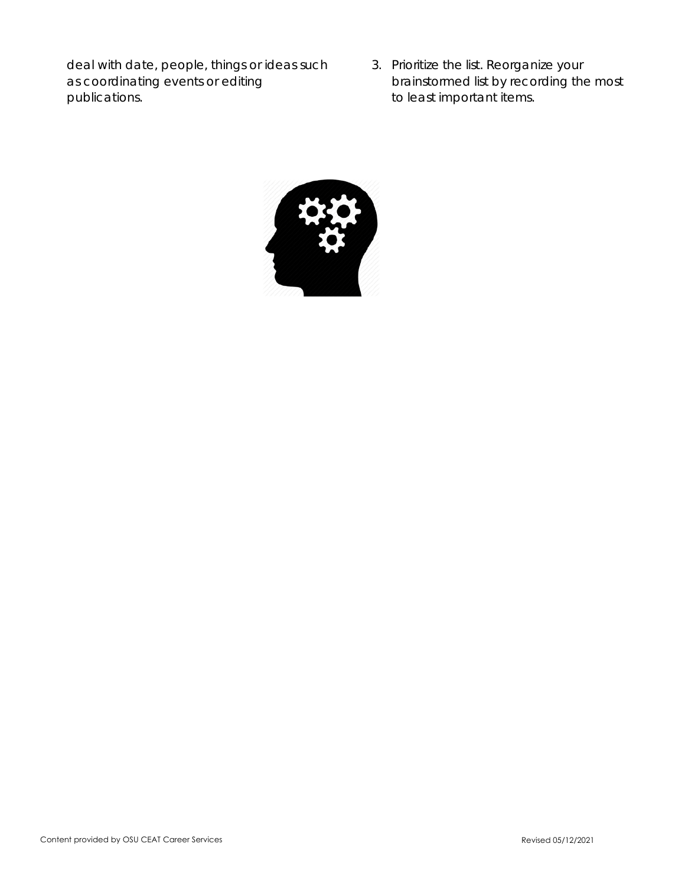deal with date, people, things or ideas such as coordinating events or editing publications.

3. Prioritize the list. Reorganize your brainstormed list by recording the most to least important items.